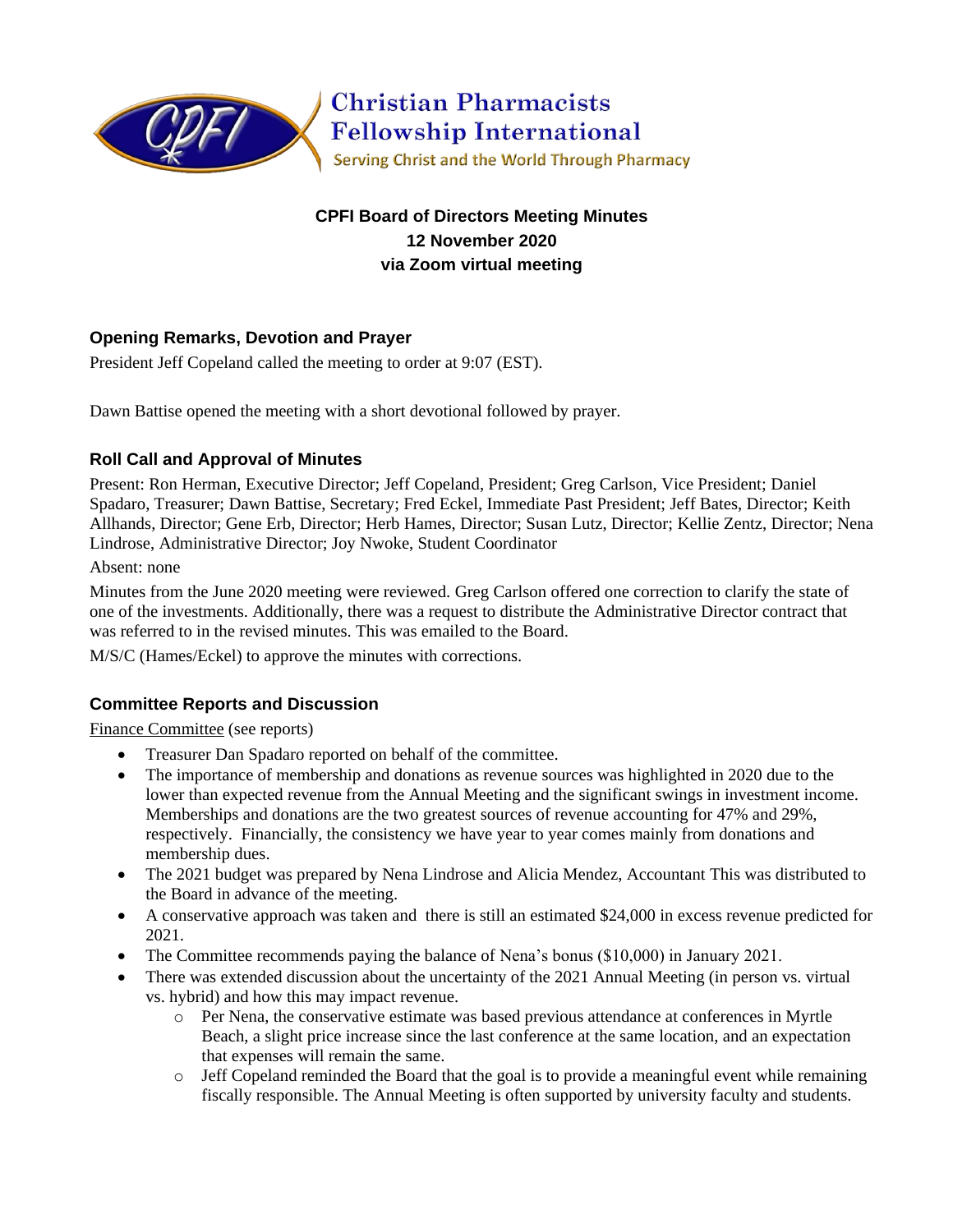Christian Pharmacists Fellowship International

Serving Christ and the World Through Pharmacy

**CPFI Board of Directors Meeting Minutes**
**12 November 2020**
**via Zoom virtual meeting**

## Opening Remarks, Devotion and Prayer

President Jeff Copeland called the meeting to order at 9:07 (EST).

Dawn Battise opened the meeting with a short devotional followed by prayer.

## Roll Call and Approval of Minutes

Present: Ron Herman, Executive Director; Jeff Copeland, President; Greg Carlson, Vice President; Daniel Spadaro, Treasurer; Dawn Battise, Secretary; Fred Eckel, Immediate Past President; Jeff Bates, Director; Keith Allhands, Director; Gene Erb, Director; Herb Hames, Director; Susan Lutz, Director; Kellie Zentz, Director; Nena Lindrose, Administrative Director; Joy Nwoke, Student Coordinator

Absent: none

Minutes from the June 2020 meeting were reviewed. Greg Carlson offered one correction to clarify the state of one of the investments. Additionally, there was a request to distribute the Administrative Director contract that was referred to in the revised minutes. This was emailed to the Board.

M/S/C (Hames/Eckel) to approve the minutes with corrections.

## Committee Reports and Discussion

Finance Committee (see reports)

- Treasurer Dan Spadaro reported on behalf of the committee.
- The importance of membership and donations as revenue sources was highlighted in 2020 due to the lower than expected revenue from the Annual Meeting and the significant swings in investment income. Memberships and donations are the two greatest sources of revenue accounting for 47% and 29%, respectively. Financially, the consistency we have year to year comes mainly from donations and membership dues.
- The 2021 budget was prepared by Nena Lindrose and Alicia Mendez, Accountant This was distributed to the Board in advance of the meeting.
- A conservative approach was taken and there is still an estimated $24,000 in excess revenue predicted for 2021.
- The Committee recommends paying the balance of Nena's bonus ($10,000) in January 2021.
- There was extended discussion about the uncertainty of the 2021 Annual Meeting (in person vs. virtual vs. hybrid) and how this may impact revenue.
  - Per Nena, the conservative estimate was based previous attendance at conferences in Myrtle Beach, a slight price increase since the last conference at the same location, and an expectation that expenses will remain the same.
  - Jeff Copeland reminded the Board that the goal is to provide a meaningful event while remaining fiscally responsible. The Annual Meeting is often supported by university faculty and students.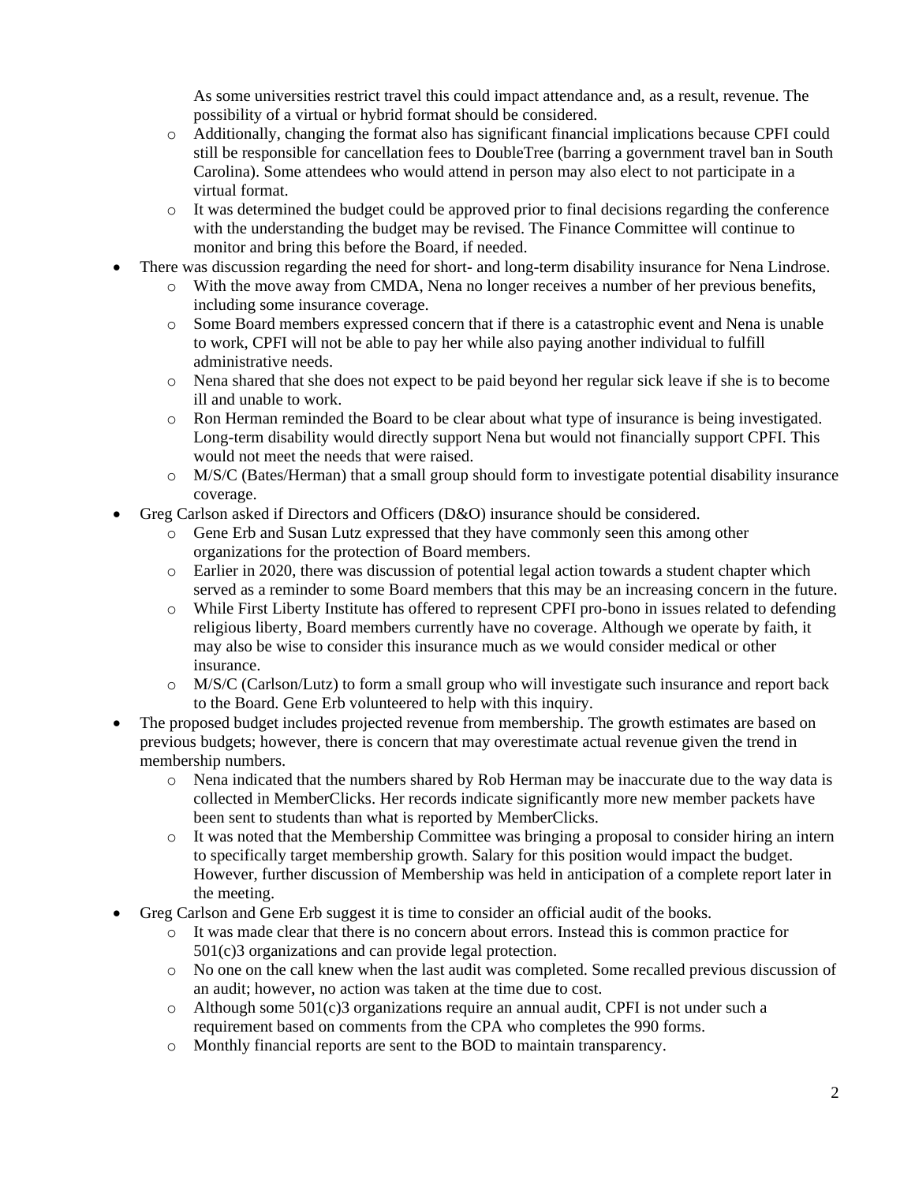As some universities restrict travel this could impact attendance and, as a result, revenue. The possibility of a virtual or hybrid format should be considered.

- Additionally, changing the format also has significant financial implications because CPFI could still be responsible for cancellation fees to DoubleTree (barring a government travel ban in South Carolina). Some attendees who would attend in person may also elect to not participate in a virtual format.
- It was determined the budget could be approved prior to final decisions regarding the conference with the understanding the budget may be revised. The Finance Committee will continue to monitor and bring this before the Board, if needed.

- There was discussion regarding the need for short- and long-term disability insurance for Nena Lindrose.
  - With the move away from CMDA, Nena no longer receives a number of her previous benefits, including some insurance coverage.
  - Some Board members expressed concern that if there is a catastrophic event and Nena is unable to work, CPFI will not be able to pay her while also paying another individual to fulfill administrative needs.
  - Nena shared that she does not expect to be paid beyond her regular sick leave if she is to become ill and unable to work.
  - Ron Herman reminded the Board to be clear about what type of insurance is being investigated. Long-term disability would directly support Nena but would not financially support CPFI. This would not meet the needs that were raised.
  - M/S/C (Bates/Herman) that a small group should form to investigate potential disability insurance coverage.
- Greg Carlson asked if Directors and Officers (D&O) insurance should be considered.
  - Gene Erb and Susan Lutz expressed that they have commonly seen this among other organizations for the protection of Board members.
  - Earlier in 2020, there was discussion of potential legal action towards a student chapter which served as a reminder to some Board members that this may be an increasing concern in the future.
  - While First Liberty Institute has offered to represent CPFI pro-bono in issues related to defending religious liberty, Board members currently have no coverage. Although we operate by faith, it may also be wise to consider this insurance much as we would consider medical or other insurance.
  - M/S/C (Carlson/Lutz) to form a small group who will investigate such insurance and report back to the Board. Gene Erb volunteered to help with this inquiry.
- The proposed budget includes projected revenue from membership. The growth estimates are based on previous budgets; however, there is concern that may overestimate actual revenue given the trend in membership numbers.
  - Nena indicated that the numbers shared by Rob Herman may be inaccurate due to the way data is collected in MemberClicks. Her records indicate significantly more new member packets have been sent to students than what is reported by MemberClicks.
  - It was noted that the Membership Committee was bringing a proposal to consider hiring an intern to specifically target membership growth. Salary for this position would impact the budget. However, further discussion of Membership was held in anticipation of a complete report later in the meeting.
- Greg Carlson and Gene Erb suggest it is time to consider an official audit of the books.
  - It was made clear that there is no concern about errors. Instead this is common practice for 501(c)3 organizations and can provide legal protection.
  - No one on the call knew when the last audit was completed. Some recalled previous discussion of an audit; however, no action was taken at the time due to cost.
  - Although some 501(c)3 organizations require an annual audit, CPFI is not under such a requirement based on comments from the CPA who completes the 990 forms.
  - Monthly financial reports are sent to the BOD to maintain transparency.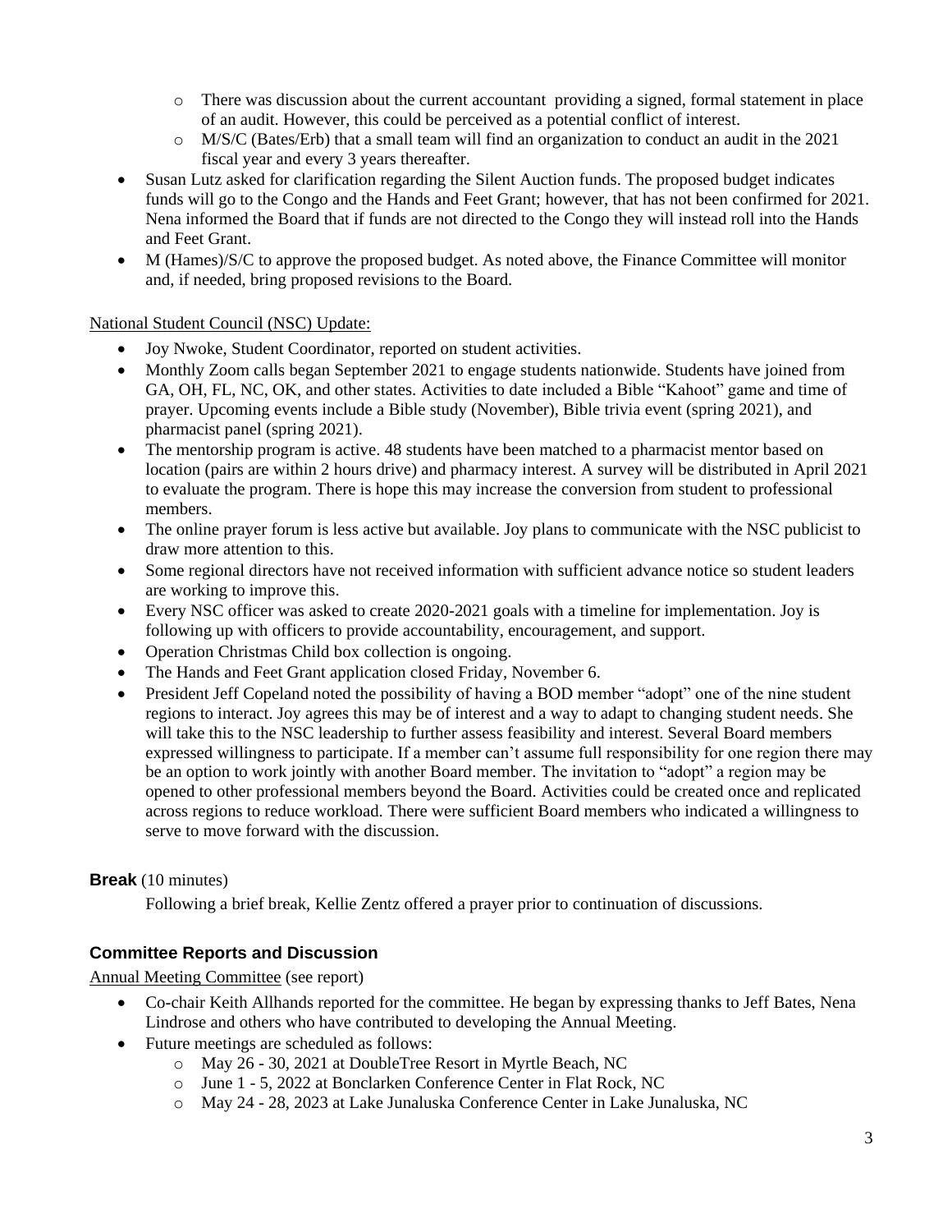- There was discussion about the current accountant providing a signed, formal statement in place of an audit. However, this could be perceived as a potential conflict of interest.
  - M/S/C (Bates/Erb) that a small team will find an organization to conduct an audit in the 2021 fiscal year and every 3 years thereafter.
- Susan Lutz asked for clarification regarding the Silent Auction funds. The proposed budget indicates funds will go to the Congo and the Hands and Feet Grant; however, that has not been confirmed for 2021. Nena informed the Board that if funds are not directed to the Congo they will instead roll into the Hands and Feet Grant.
- M (Hames)/S/C to approve the proposed budget. As noted above, the Finance Committee will monitor and, if needed, bring proposed revisions to the Board.

<u>National Student Council (NSC) Update:</u>

- Joy Nwoke, Student Coordinator, reported on student activities.
- Monthly Zoom calls began September 2021 to engage students nationwide. Students have joined from GA, OH, FL, NC, OK, and other states. Activities to date included a Bible "Kahoot" game and time of prayer. Upcoming events include a Bible study (November), Bible trivia event (spring 2021), and pharmacist panel (spring 2021).
- The mentorship program is active. 48 students have been matched to a pharmacist mentor based on location (pairs are within 2 hours drive) and pharmacy interest. A survey will be distributed in April 2021 to evaluate the program. There is hope this may increase the conversion from student to professional members.
- The online prayer forum is less active but available. Joy plans to communicate with the NSC publicist to draw more attention to this.
- Some regional directors have not received information with sufficient advance notice so student leaders are working to improve this.
- Every NSC officer was asked to create 2020-2021 goals with a timeline for implementation. Joy is following up with officers to provide accountability, encouragement, and support.
- Operation Christmas Child box collection is ongoing.
- The Hands and Feet Grant application closed Friday, November 6.
- President Jeff Copeland noted the possibility of having a BOD member "adopt" one of the nine student regions to interact. Joy agrees this may be of interest and a way to adapt to changing student needs. She will take this to the NSC leadership to further assess feasibility and interest. Several Board members expressed willingness to participate. If a member can't assume full responsibility for one region there may be an option to work jointly with another Board member. The invitation to "adopt" a region may be opened to other professional members beyond the Board. Activities could be created once and replicated across regions to reduce workload. There were sufficient Board members who indicated a willingness to serve to move forward with the discussion.

### **Break** (10 minutes)

Following a brief break, Kellie Zentz offered a prayer prior to continuation of discussions.

### Committee Reports and Discussion

<u>Annual Meeting Committee</u> (see report)

- Co-chair Keith Allhands reported for the committee. He began by expressing thanks to Jeff Bates, Nena Lindrose and others who have contributed to developing the Annual Meeting.
- Future meetings are scheduled as follows:
  - May 26 - 30, 2021 at DoubleTree Resort in Myrtle Beach, NC
  - June 1 - 5, 2022 at Bonclarken Conference Center in Flat Rock, NC
  - May 24 - 28, 2023 at Lake Junaluska Conference Center in Lake Junaluska, NC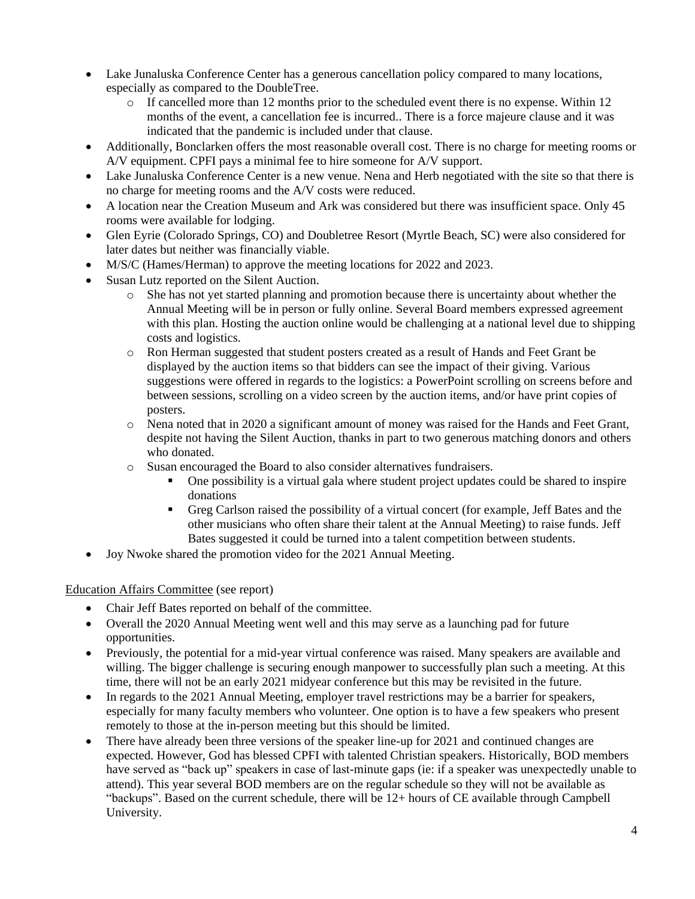- Lake Junaluska Conference Center has a generous cancellation policy compared to many locations, especially as compared to the DoubleTree.
    - If cancelled more than 12 months prior to the scheduled event there is no expense. Within 12 months of the event, a cancellation fee is incurred.. There is a force majeure clause and it was indicated that the pandemic is included under that clause.
- Additionally, Bonclarken offers the most reasonable overall cost. There is no charge for meeting rooms or A/V equipment. CPFI pays a minimal fee to hire someone for A/V support.
- Lake Junaluska Conference Center is a new venue. Nena and Herb negotiated with the site so that there is no charge for meeting rooms and the A/V costs were reduced.
- A location near the Creation Museum and Ark was considered but there was insufficient space. Only 45 rooms were available for lodging.
- Glen Eyrie (Colorado Springs, CO) and Doubletree Resort (Myrtle Beach, SC) were also considered for later dates but neither was financially viable.
- M/S/C (Hames/Herman) to approve the meeting locations for 2022 and 2023.
- Susan Lutz reported on the Silent Auction.
    - She has not yet started planning and promotion because there is uncertainty about whether the Annual Meeting will be in person or fully online. Several Board members expressed agreement with this plan. Hosting the auction online would be challenging at a national level due to shipping costs and logistics.
    - Ron Herman suggested that student posters created as a result of Hands and Feet Grant be displayed by the auction items so that bidders can see the impact of their giving. Various suggestions were offered in regards to the logistics: a PowerPoint scrolling on screens before and between sessions, scrolling on a video screen by the auction items, and/or have print copies of posters.
    - Nena noted that in 2020 a significant amount of money was raised for the Hands and Feet Grant, despite not having the Silent Auction, thanks in part to two generous matching donors and others who donated.
    - Susan encouraged the Board to also consider alternatives fundraisers.
        - One possibility is a virtual gala where student project updates could be shared to inspire donations
        - Greg Carlson raised the possibility of a virtual concert (for example, Jeff Bates and the other musicians who often share their talent at the Annual Meeting) to raise funds. Jeff Bates suggested it could be turned into a talent competition between students.
- Joy Nwoke shared the promotion video for the 2021 Annual Meeting.

Education Affairs Committee (see report)

- Chair Jeff Bates reported on behalf of the committee.
- Overall the 2020 Annual Meeting went well and this may serve as a launching pad for future opportunities.
- Previously, the potential for a mid-year virtual conference was raised. Many speakers are available and willing. The bigger challenge is securing enough manpower to successfully plan such a meeting. At this time, there will not be an early 2021 midyear conference but this may be revisited in the future.
- In regards to the 2021 Annual Meeting, employer travel restrictions may be a barrier for speakers, especially for many faculty members who volunteer. One option is to have a few speakers who present remotely to those at the in-person meeting but this should be limited.
- There have already been three versions of the speaker line-up for 2021 and continued changes are expected. However, God has blessed CPFI with talented Christian speakers. Historically, BOD members have served as "back up" speakers in case of last-minute gaps (ie: if a speaker was unexpectedly unable to attend). This year several BOD members are on the regular schedule so they will not be available as "backups". Based on the current schedule, there will be 12+ hours of CE available through Campbell University.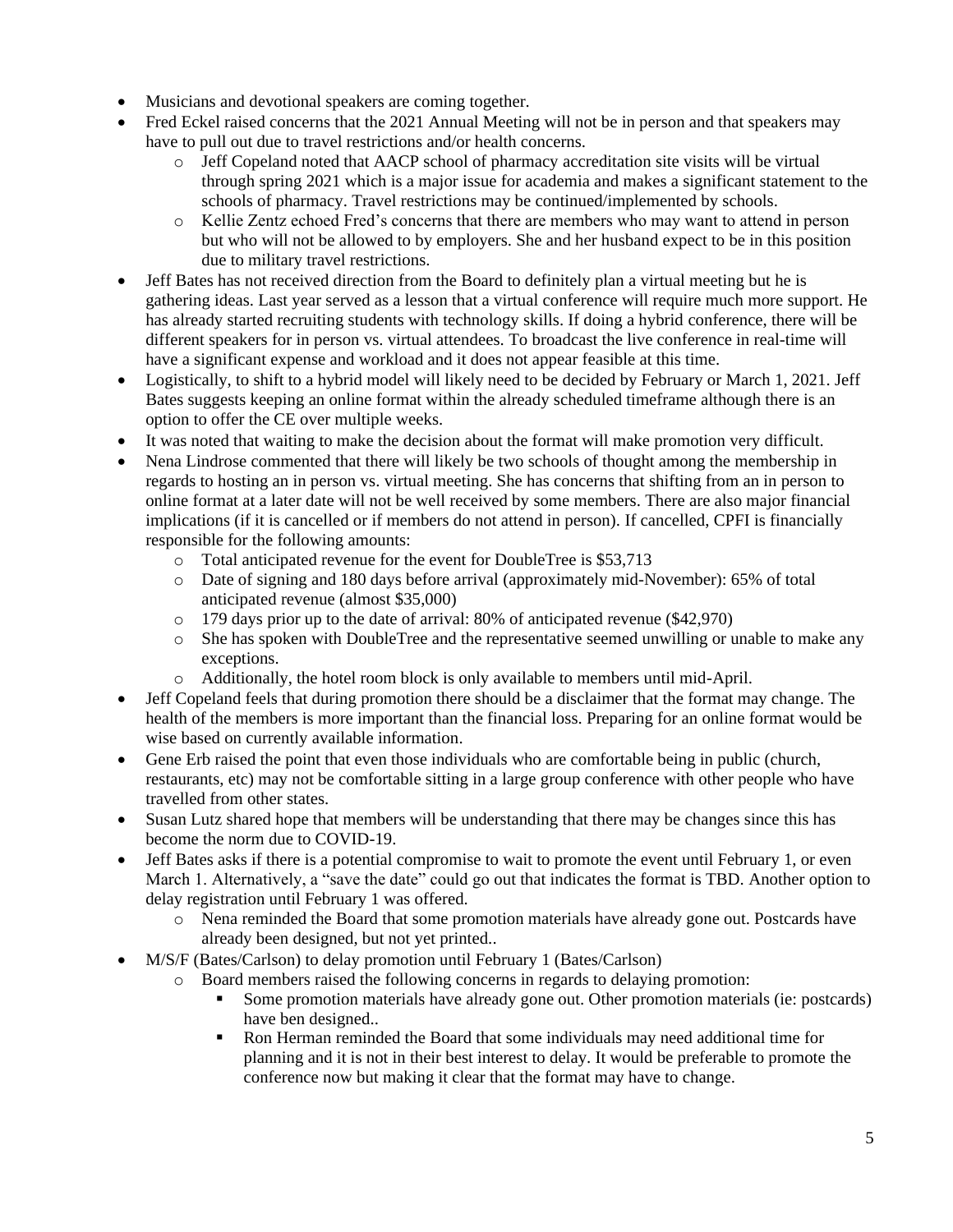- Musicians and devotional speakers are coming together.
- Fred Eckel raised concerns that the 2021 Annual Meeting will not be in person and that speakers may have to pull out due to travel restrictions and/or health concerns.
    - Jeff Copeland noted that AACP school of pharmacy accreditation site visits will be virtual through spring 2021 which is a major issue for academia and makes a significant statement to the schools of pharmacy. Travel restrictions may be continued/implemented by schools.
    - Kellie Zentz echoed Fred's concerns that there are members who may want to attend in person but who will not be allowed to by employers. She and her husband expect to be in this position due to military travel restrictions.
- Jeff Bates has not received direction from the Board to definitely plan a virtual meeting but he is gathering ideas. Last year served as a lesson that a virtual conference will require much more support. He has already started recruiting students with technology skills. If doing a hybrid conference, there will be different speakers for in person vs. virtual attendees. To broadcast the live conference in real-time will have a significant expense and workload and it does not appear feasible at this time.
- Logistically, to shift to a hybrid model will likely need to be decided by February or March 1, 2021. Jeff Bates suggests keeping an online format within the already scheduled timeframe although there is an option to offer the CE over multiple weeks.
- It was noted that waiting to make the decision about the format will make promotion very difficult.
- Nena Lindrose commented that there will likely be two schools of thought among the membership in regards to hosting an in person vs. virtual meeting. She has concerns that shifting from an in person to online format at a later date will not be well received by some members. There are also major financial implications (if it is cancelled or if members do not attend in person). If cancelled, CPFI is financially responsible for the following amounts:
    - Total anticipated revenue for the event for DoubleTree is $53,713
    - Date of signing and 180 days before arrival (approximately mid-November): 65% of total anticipated revenue (almost $35,000)
    - 179 days prior up to the date of arrival: 80% of anticipated revenue ($42,970)
    - She has spoken with DoubleTree and the representative seemed unwilling or unable to make any exceptions.
    - Additionally, the hotel room block is only available to members until mid-April.
- Jeff Copeland feels that during promotion there should be a disclaimer that the format may change. The health of the members is more important than the financial loss. Preparing for an online format would be wise based on currently available information.
- Gene Erb raised the point that even those individuals who are comfortable being in public (church, restaurants, etc) may not be comfortable sitting in a large group conference with other people who have travelled from other states.
- Susan Lutz shared hope that members will be understanding that there may be changes since this has become the norm due to COVID-19.
- Jeff Bates asks if there is a potential compromise to wait to promote the event until February 1, or even March 1. Alternatively, a "save the date" could go out that indicates the format is TBD. Another option to delay registration until February 1 was offered.
    - Nena reminded the Board that some promotion materials have already gone out. Postcards have already been designed, but not yet printed..
- M/S/F (Bates/Carlson) to delay promotion until February 1 (Bates/Carlson)
    - Board members raised the following concerns in regards to delaying promotion:
        - Some promotion materials have already gone out. Other promotion materials (ie: postcards) have ben designed..
        - Ron Herman reminded the Board that some individuals may need additional time for planning and it is not in their best interest to delay. It would be preferable to promote the conference now but making it clear that the format may have to change.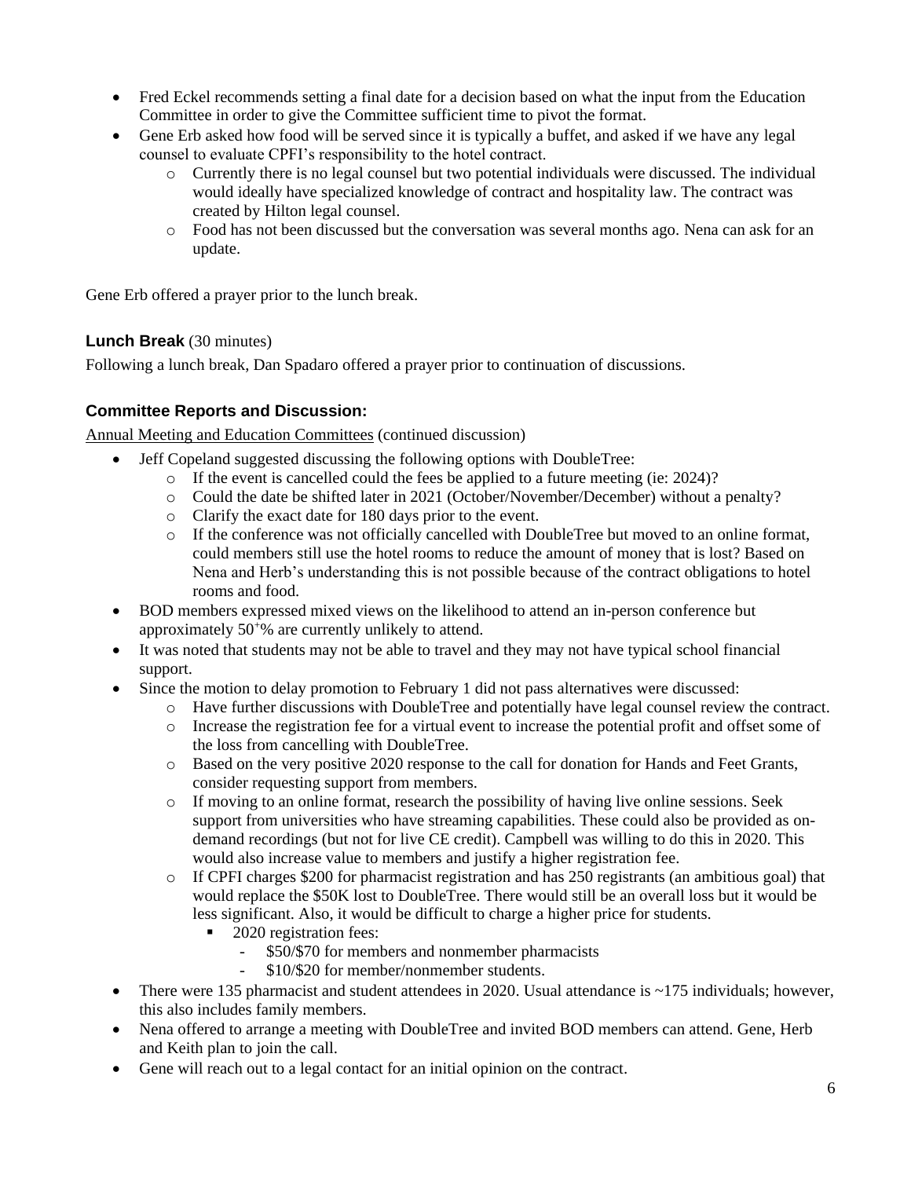- Fred Eckel recommends setting a final date for a decision based on what the input from the Education Committee in order to give the Committee sufficient time to pivot the format.
- Gene Erb asked how food will be served since it is typically a buffet, and asked if we have any legal counsel to evaluate CPFI's responsibility to the hotel contract.
    - Currently there is no legal counsel but two potential individuals were discussed. The individual would ideally have specialized knowledge of contract and hospitality law. The contract was created by Hilton legal counsel.
    - Food has not been discussed but the conversation was several months ago. Nena can ask for an update.

Gene Erb offered a prayer prior to the lunch break.

### Lunch Break (30 minutes)

Following a lunch break, Dan Spadaro offered a prayer prior to continuation of discussions.

### Committee Reports and Discussion:

Annual Meeting and Education Committees (continued discussion)

- Jeff Copeland suggested discussing the following options with DoubleTree:
    - If the event is cancelled could the fees be applied to a future meeting (ie: 2024)?
    - Could the date be shifted later in 2021 (October/November/December) without a penalty?
    - Clarify the exact date for 180 days prior to the event.
    - If the conference was not officially cancelled with DoubleTree but moved to an online format, could members still use the hotel rooms to reduce the amount of money that is lost? Based on Nena and Herb's understanding this is not possible because of the contract obligations to hotel rooms and food.
- BOD members expressed mixed views on the likelihood to attend an in-person conference but approximately 50$^{+}$% are currently unlikely to attend.
- It was noted that students may not be able to travel and they may not have typical school financial support.
- Since the motion to delay promotion to February 1 did not pass alternatives were discussed:
    - Have further discussions with DoubleTree and potentially have legal counsel review the contract.
    - Increase the registration fee for a virtual event to increase the potential profit and offset some of the loss from cancelling with DoubleTree.
    - Based on the very positive 2020 response to the call for donation for Hands and Feet Grants, consider requesting support from members.
    - If moving to an online format, research the possibility of having live online sessions. Seek support from universities who have streaming capabilities. These could also be provided as on-demand recordings (but not for live CE credit). Campbell was willing to do this in 2020. This would also increase value to members and justify a higher registration fee.
    - If CPFI charges $200 for pharmacist registration and has 250 registrants (an ambitious goal) that would replace the $50K lost to DoubleTree. There would still be an overall loss but it would be less significant. Also, it would be difficult to charge a higher price for students.
        - 2020 registration fees:
            - $50/$70 for members and nonmember pharmacists
            - $10/$20 for member/nonmember students.
- There were 135 pharmacist and student attendees in 2020. Usual attendance is ~175 individuals; however, this also includes family members.
- Nena offered to arrange a meeting with DoubleTree and invited BOD members can attend. Gene, Herb and Keith plan to join the call.
- Gene will reach out to a legal contact for an initial opinion on the contract.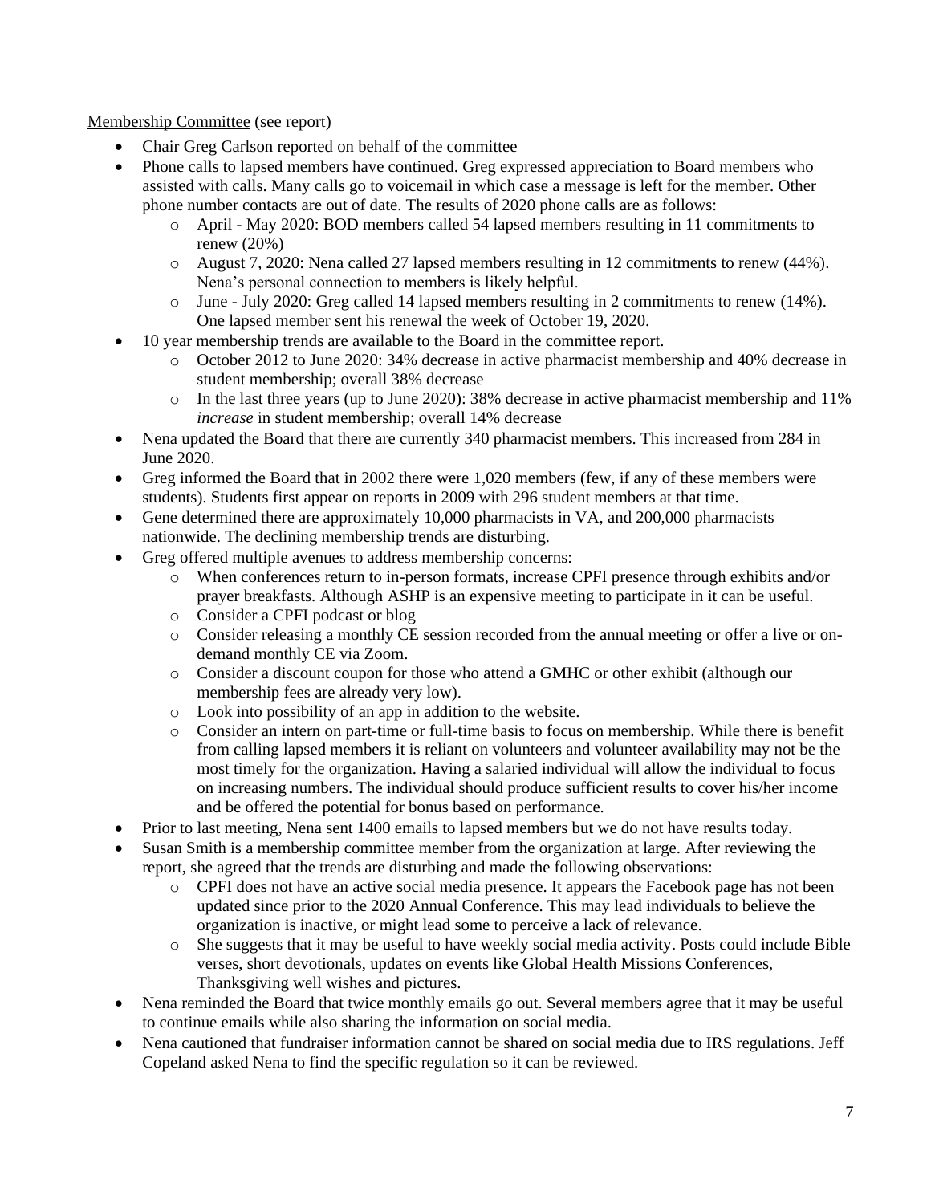Membership Committee (see report)

- Chair Greg Carlson reported on behalf of the committee
- Phone calls to lapsed members have continued. Greg expressed appreciation to Board members who assisted with calls. Many calls go to voicemail in which case a message is left for the member. Other phone number contacts are out of date. The results of 2020 phone calls are as follows:
    - April - May 2020: BOD members called 54 lapsed members resulting in 11 commitments to renew (20%)
    - August 7, 2020: Nena called 27 lapsed members resulting in 12 commitments to renew (44%). Nena's personal connection to members is likely helpful.
    - June - July 2020: Greg called 14 lapsed members resulting in 2 commitments to renew (14%). One lapsed member sent his renewal the week of October 19, 2020.
- 10 year membership trends are available to the Board in the committee report.
    - October 2012 to June 2020: 34% decrease in active pharmacist membership and 40% decrease in student membership; overall 38% decrease
    - In the last three years (up to June 2020): 38% decrease in active pharmacist membership and 11% *increase* in student membership; overall 14% decrease
- Nena updated the Board that there are currently 340 pharmacist members. This increased from 284 in June 2020.
- Greg informed the Board that in 2002 there were 1,020 members (few, if any of these members were students). Students first appear on reports in 2009 with 296 student members at that time.
- Gene determined there are approximately 10,000 pharmacists in VA, and 200,000 pharmacists nationwide. The declining membership trends are disturbing.
- Greg offered multiple avenues to address membership concerns:
    - When conferences return to in-person formats, increase CPFI presence through exhibits and/or prayer breakfasts. Although ASHP is an expensive meeting to participate in it can be useful.
    - Consider a CPFI podcast or blog
    - Consider releasing a monthly CE session recorded from the annual meeting or offer a live or on-demand monthly CE via Zoom.
    - Consider a discount coupon for those who attend a GMHC or other exhibit (although our membership fees are already very low).
    - Look into possibility of an app in addition to the website.
    - Consider an intern on part-time or full-time basis to focus on membership. While there is benefit from calling lapsed members it is reliant on volunteers and volunteer availability may not be the most timely for the organization. Having a salaried individual will allow the individual to focus on increasing numbers. The individual should produce sufficient results to cover his/her income and be offered the potential for bonus based on performance.
- Prior to last meeting, Nena sent 1400 emails to lapsed members but we do not have results today.
- Susan Smith is a membership committee member from the organization at large. After reviewing the report, she agreed that the trends are disturbing and made the following observations:
    - CPFI does not have an active social media presence. It appears the Facebook page has not been updated since prior to the 2020 Annual Conference. This may lead individuals to believe the organization is inactive, or might lead some to perceive a lack of relevance.
    - She suggests that it may be useful to have weekly social media activity. Posts could include Bible verses, short devotionals, updates on events like Global Health Missions Conferences, Thanksgiving well wishes and pictures.
- Nena reminded the Board that twice monthly emails go out. Several members agree that it may be useful to continue emails while also sharing the information on social media.
- Nena cautioned that fundraiser information cannot be shared on social media due to IRS regulations. Jeff Copeland asked Nena to find the specific regulation so it can be reviewed.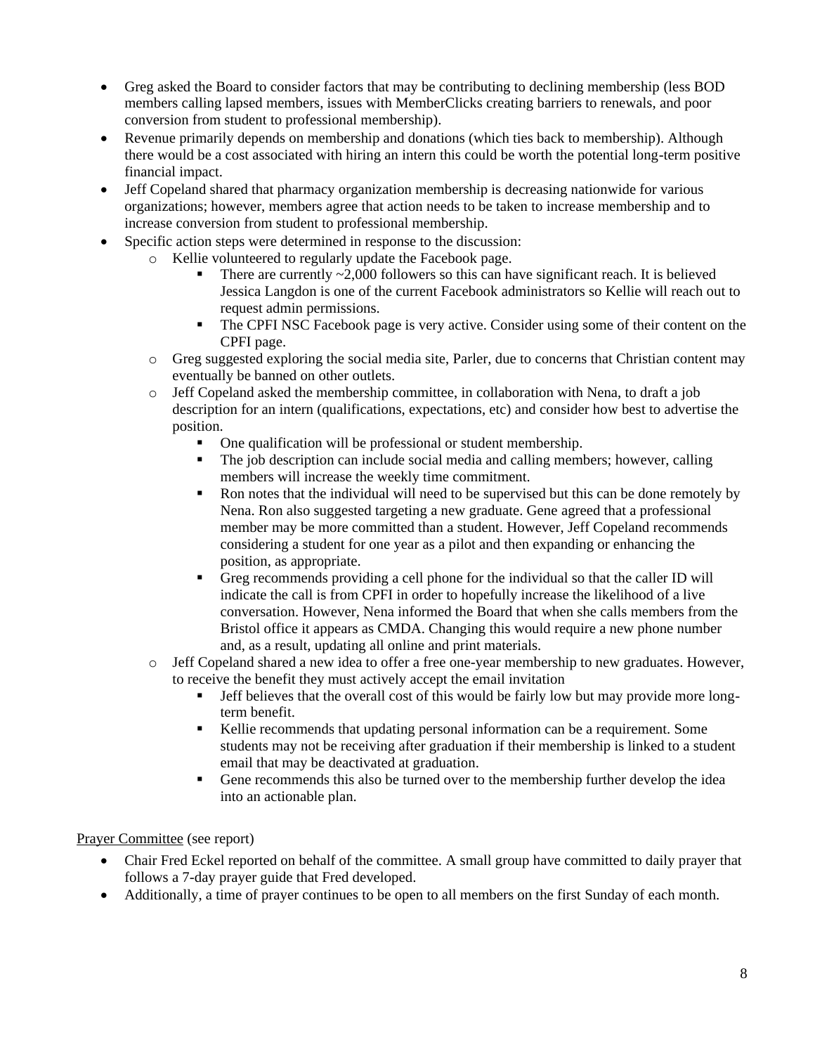- Greg asked the Board to consider factors that may be contributing to declining membership (less BOD members calling lapsed members, issues with MemberClicks creating barriers to renewals, and poor conversion from student to professional membership).
- Revenue primarily depends on membership and donations (which ties back to membership). Although there would be a cost associated with hiring an intern this could be worth the potential long-term positive financial impact.
- Jeff Copeland shared that pharmacy organization membership is decreasing nationwide for various organizations; however, members agree that action needs to be taken to increase membership and to increase conversion from student to professional membership.
- Specific action steps were determined in response to the discussion:
  - Kellie volunteered to regularly update the Facebook page.
    - There are currently ~2,000 followers so this can have significant reach. It is believed Jessica Langdon is one of the current Facebook administrators so Kellie will reach out to request admin permissions.
    - The CPFI NSC Facebook page is very active. Consider using some of their content on the CPFI page.
  - Greg suggested exploring the social media site, Parler, due to concerns that Christian content may eventually be banned on other outlets.
  - Jeff Copeland asked the membership committee, in collaboration with Nena, to draft a job description for an intern (qualifications, expectations, etc) and consider how best to advertise the position.
    - One qualification will be professional or student membership.
    - The job description can include social media and calling members; however, calling members will increase the weekly time commitment.
    - Ron notes that the individual will need to be supervised but this can be done remotely by Nena. Ron also suggested targeting a new graduate. Gene agreed that a professional member may be more committed than a student. However, Jeff Copeland recommends considering a student for one year as a pilot and then expanding or enhancing the position, as appropriate.
    - Greg recommends providing a cell phone for the individual so that the caller ID will indicate the call is from CPFI in order to hopefully increase the likelihood of a live conversation. However, Nena informed the Board that when she calls members from the Bristol office it appears as CMDA. Changing this would require a new phone number and, as a result, updating all online and print materials.
  - Jeff Copeland shared a new idea to offer a free one-year membership to new graduates. However, to receive the benefit they must actively accept the email invitation
    - Jeff believes that the overall cost of this would be fairly low but may provide more long-term benefit.
    - Kellie recommends that updating personal information can be a requirement. Some students may not be receiving after graduation if their membership is linked to a student email that may be deactivated at graduation.
    - Gene recommends this also be turned over to the membership further develop the idea into an actionable plan.

Prayer Committee (see report)

- Chair Fred Eckel reported on behalf of the committee. A small group have committed to daily prayer that follows a 7-day prayer guide that Fred developed.
- Additionally, a time of prayer continues to be open to all members on the first Sunday of each month.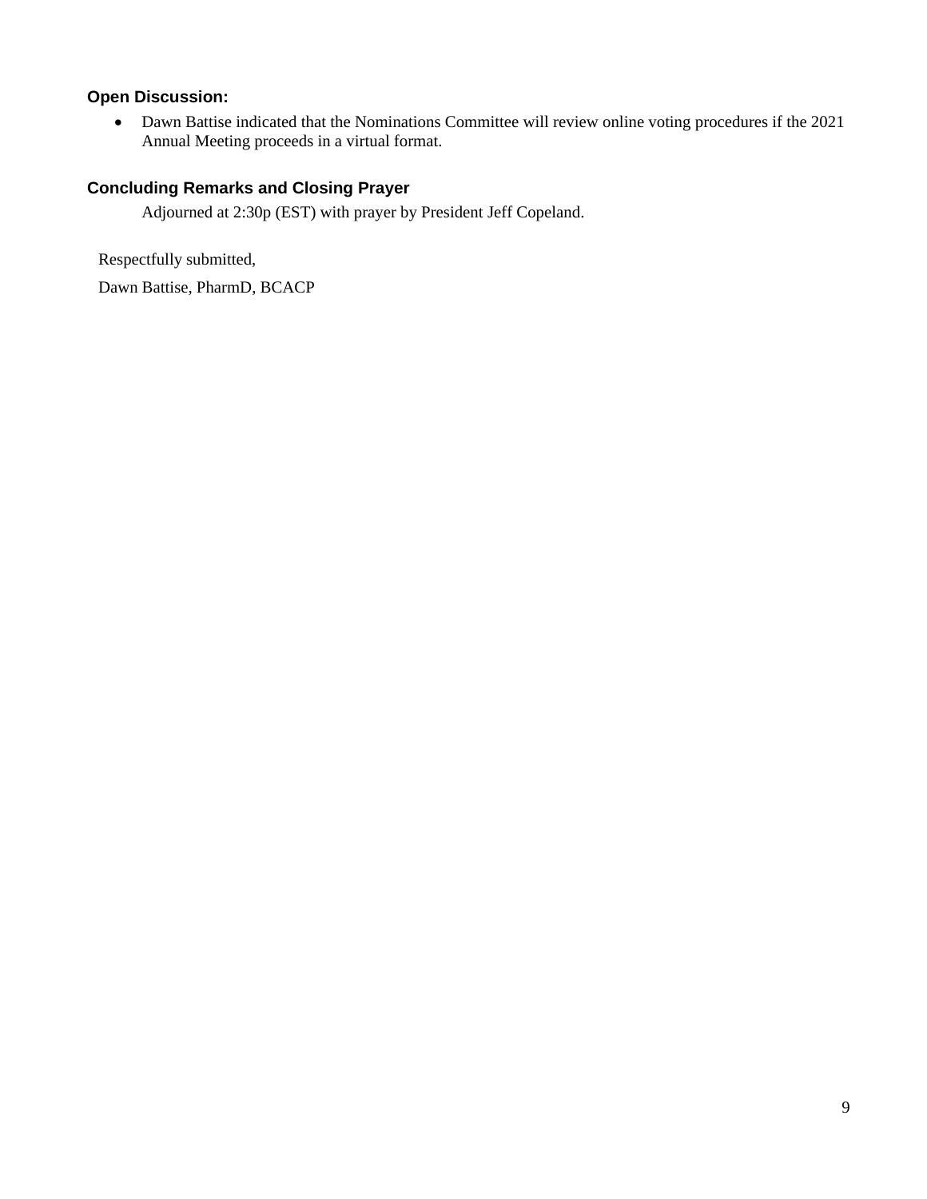### Open Discussion:

- Dawn Battise indicated that the Nominations Committee will review online voting procedures if the 2021 Annual Meeting proceeds in a virtual format.

### Concluding Remarks and Closing Prayer

Adjourned at 2:30p (EST) with prayer by President Jeff Copeland.

Respectfully submitted,

Dawn Battise, PharmD, BCACP